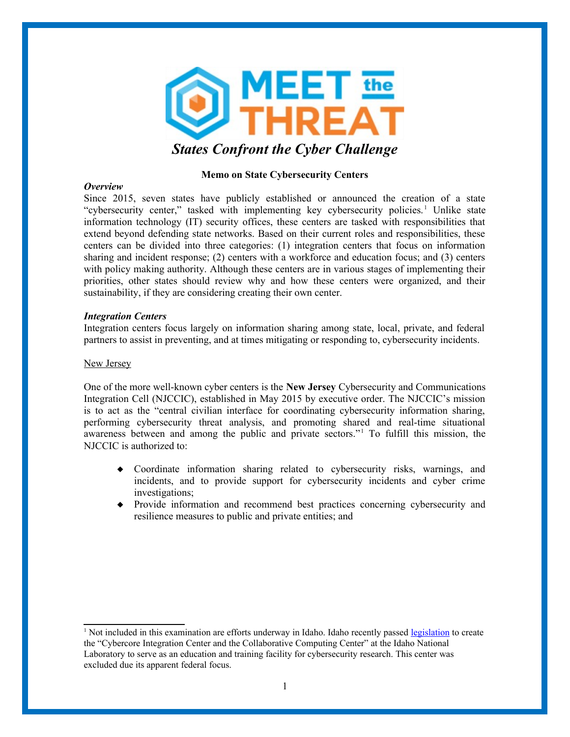# MEET the THREAT

***States Confront the Cyber Challenge***

**Memo on State Cybersecurity Centers**

***Overview***

Since 2015, seven states have publicly established or announced the creation of a state "cybersecurity center," tasked with implementing key cybersecurity policies.[1] Unlike state information technology (IT) security offices, these centers are tasked with responsibilities that extend beyond defending state networks. Based on their current roles and responsibilities, these centers can be divided into three categories: (1) integration centers that focus on information sharing and incident response; (2) centers with a workforce and education focus; and (3) centers with policy making authority. Although these centers are in various stages of implementing their priorities, other states should review why and how these centers were organized, and their sustainability, if they are considering creating their own center.

***Integration Centers***

Integration centers focus largely on information sharing among state, local, private, and federal partners to assist in preventing, and at times mitigating or responding to, cybersecurity incidents.

New Jersey

One of the more well-known cyber centers is the **New Jersey** Cybersecurity and Communications Integration Cell (NJCCIC), established in May 2015 by executive order. The NJCCIC's mission is to act as the "central civilian interface for coordinating cybersecurity information sharing, performing cybersecurity threat analysis, and promoting shared and real-time situational awareness between and among the public and private sectors."[1] To fulfill this mission, the NJCCIC is authorized to:

- Coordinate information sharing related to cybersecurity risks, warnings, and incidents, and to provide support for cybersecurity incidents and cyber crime investigations;
- Provide information and recommend best practices concerning cybersecurity and resilience measures to public and private entities; and

[1] Not included in this examination are efforts underway in Idaho. Idaho recently passed legislation to create the "Cybercore Integration Center and the Collaborative Computing Center" at the Idaho National Laboratory to serve as an education and training facility for cybersecurity research. This center was excluded due its apparent federal focus.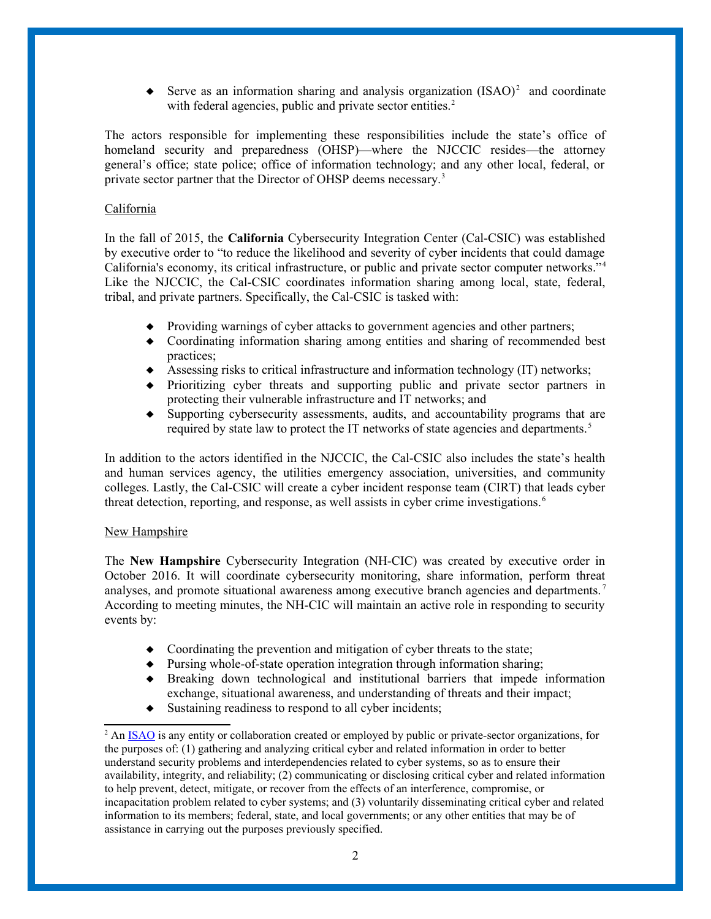- Serve as an information sharing and analysis organization (ISAO)[2] and coordinate with federal agencies, public and private sector entities.[2]

The actors responsible for implementing these responsibilities include the state's office of homeland security and preparedness (OHSP)—where the NJCCIC resides—the attorney general's office; state police; office of information technology; and any other local, federal, or private sector partner that the Director of OHSP deems necessary.[3]

California

In the fall of 2015, the **California** Cybersecurity Integration Center (Cal-CSIC) was established by executive order to "to reduce the likelihood and severity of cyber incidents that could damage California's economy, its critical infrastructure, or public and private sector computer networks."[4] Like the NJCCIC, the Cal-CSIC coordinates information sharing among local, state, federal, tribal, and private partners. Specifically, the Cal-CSIC is tasked with:

- Providing warnings of cyber attacks to government agencies and other partners;
- Coordinating information sharing among entities and sharing of recommended best practices;
- Assessing risks to critical infrastructure and information technology (IT) networks;
- Prioritizing cyber threats and supporting public and private sector partners in protecting their vulnerable infrastructure and IT networks; and
- Supporting cybersecurity assessments, audits, and accountability programs that are required by state law to protect the IT networks of state agencies and departments.[5]

In addition to the actors identified in the NJCCIC, the Cal-CSIC also includes the state's health and human services agency, the utilities emergency association, universities, and community colleges. Lastly, the Cal-CSIC will create a cyber incident response team (CIRT) that leads cyber threat detection, reporting, and response, as well assists in cyber crime investigations.[6]

New Hampshire

The **New Hampshire** Cybersecurity Integration (NH-CIC) was created by executive order in October 2016. It will coordinate cybersecurity monitoring, share information, perform threat analyses, and promote situational awareness among executive branch agencies and departments.[7] According to meeting minutes, the NH-CIC will maintain an active role in responding to security events by:

- Coordinating the prevention and mitigation of cyber threats to the state;
- Pursing whole-of-state operation integration through information sharing;
- Breaking down technological and institutional barriers that impede information exchange, situational awareness, and understanding of threats and their impact;
- Sustaining readiness to respond to all cyber incidents;

---

[2] An ISAO is any entity or collaboration created or employed by public or private-sector organizations, for the purposes of: (1) gathering and analyzing critical cyber and related information in order to better understand security problems and interdependencies related to cyber systems, so as to ensure their availability, integrity, and reliability; (2) communicating or disclosing critical cyber and related information to help prevent, detect, mitigate, or recover from the effects of an interference, compromise, or incapacitation problem related to cyber systems; and (3) voluntarily disseminating critical cyber and related information to its members; federal, state, and local governments; or any other entities that may be of assistance in carrying out the purposes previously specified.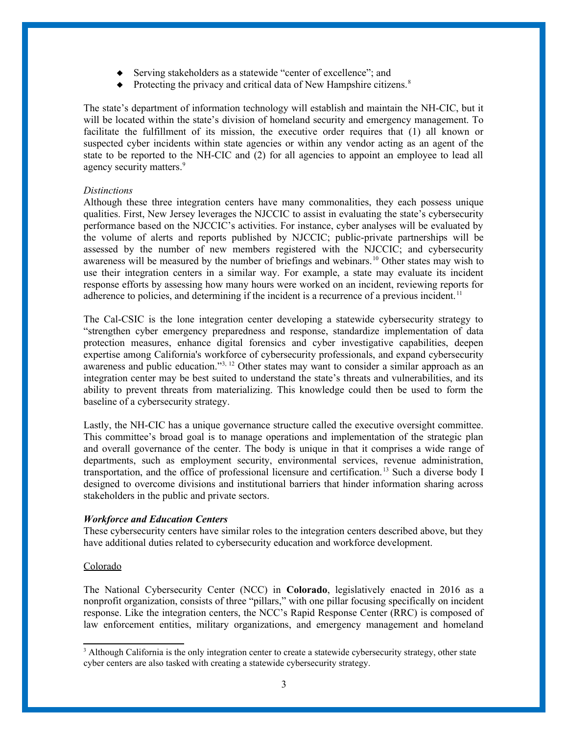- Serving stakeholders as a statewide "center of excellence"; and
- Protecting the privacy and critical data of New Hampshire citizens.[8]

The state's department of information technology will establish and maintain the NH-CIC, but it will be located within the state's division of homeland security and emergency management. To facilitate the fulfillment of its mission, the executive order requires that (1) all known or suspected cyber incidents within state agencies or within any vendor acting as an agent of the state to be reported to the NH-CIC and (2) for all agencies to appoint an employee to lead all agency security matters.[9]

*Distinctions*

Although these three integration centers have many commonalities, they each possess unique qualities. First, New Jersey leverages the NJCCIC to assist in evaluating the state's cybersecurity performance based on the NJCCIC's activities. For instance, cyber analyses will be evaluated by the volume of alerts and reports published by NJCCIC; public-private partnerships will be assessed by the number of new members registered with the NJCCIC; and cybersecurity awareness will be measured by the number of briefings and webinars.[10] Other states may wish to use their integration centers in a similar way. For example, a state may evaluate its incident response efforts by assessing how many hours were worked on an incident, reviewing reports for adherence to policies, and determining if the incident is a recurrence of a previous incident.[11]

The Cal-CSIC is the lone integration center developing a statewide cybersecurity strategy to "strengthen cyber emergency preparedness and response, standardize implementation of data protection measures, enhance digital forensics and cyber investigative capabilities, deepen expertise among California's workforce of cybersecurity professionals, and expand cybersecurity awareness and public education."[3, 12] Other states may want to consider a similar approach as an integration center may be best suited to understand the state's threats and vulnerabilities, and its ability to prevent threats from materializing. This knowledge could then be used to form the baseline of a cybersecurity strategy.

Lastly, the NH-CIC has a unique governance structure called the executive oversight committee. This committee's broad goal is to manage operations and implementation of the strategic plan and overall governance of the center. The body is unique in that it comprises a wide range of departments, such as employment security, environmental services, revenue administration, transportation, and the office of professional licensure and certification.[13] Such a diverse body I designed to overcome divisions and institutional barriers that hinder information sharing across stakeholders in the public and private sectors.

***Workforce and Education Centers***

These cybersecurity centers have similar roles to the integration centers described above, but they have additional duties related to cybersecurity education and workforce development.

Colorado

The National Cybersecurity Center (NCC) in **Colorado**, legislatively enacted in 2016 as a nonprofit organization, consists of three "pillars," with one pillar focusing specifically on incident response. Like the integration centers, the NCC's Rapid Response Center (RRC) is composed of law enforcement entities, military organizations, and emergency management and homeland

---

[3] Although California is the only integration center to create a statewide cybersecurity strategy, other state cyber centers are also tasked with creating a statewide cybersecurity strategy.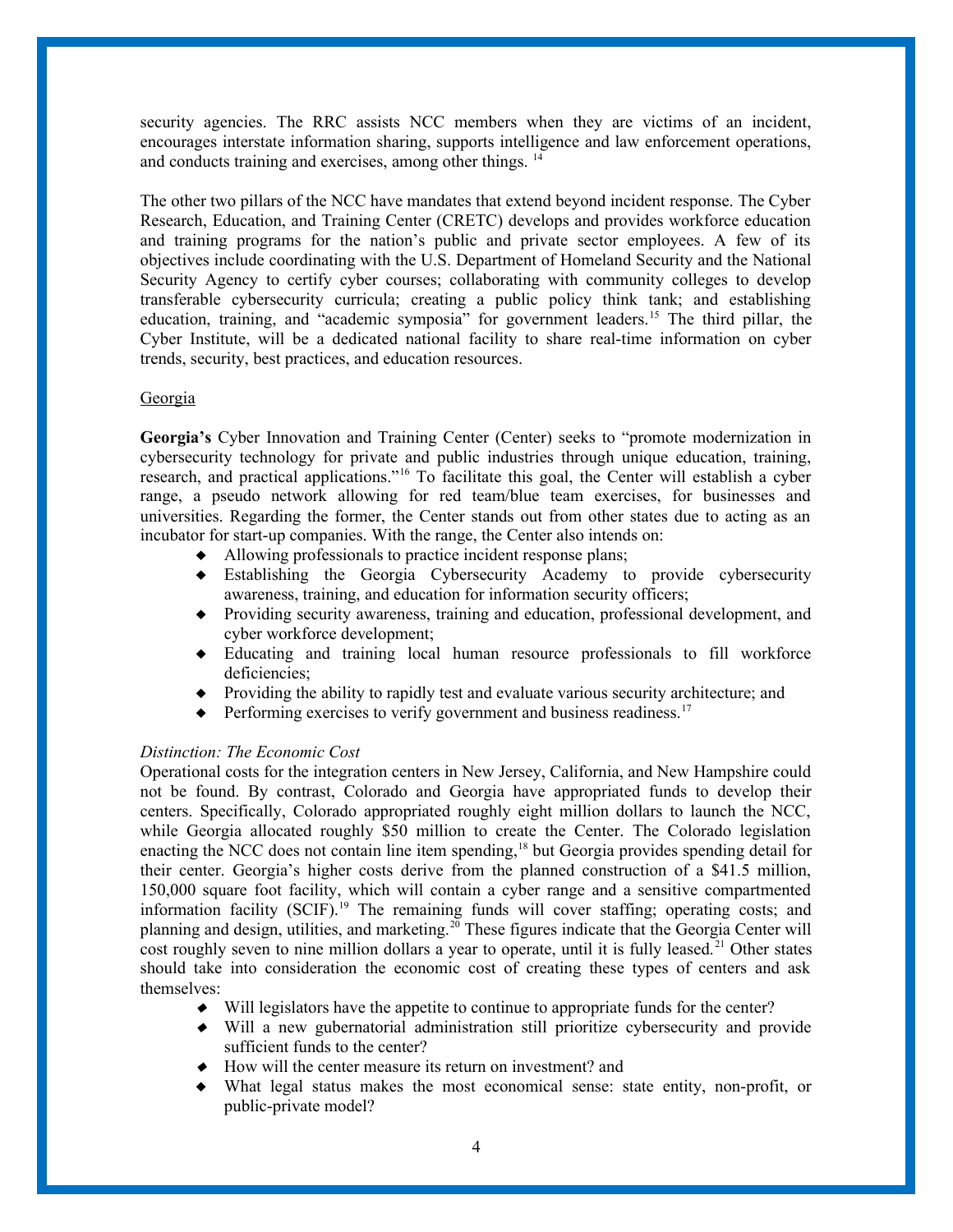security agencies. The RRC assists NCC members when they are victims of an incident, encourages interstate information sharing, supports intelligence and law enforcement operations, and conducts training and exercises, among other things. [14]

The other two pillars of the NCC have mandates that extend beyond incident response. The Cyber Research, Education, and Training Center (CRETC) develops and provides workforce education and training programs for the nation's public and private sector employees. A few of its objectives include coordinating with the U.S. Department of Homeland Security and the National Security Agency to certify cyber courses; collaborating with community colleges to develop transferable cybersecurity curricula; creating a public policy think tank; and establishing education, training, and "academic symposia" for government leaders.[15] The third pillar, the Cyber Institute, will be a dedicated national facility to share real-time information on cyber trends, security, best practices, and education resources.

<u>Georgia</u>

**Georgia's** Cyber Innovation and Training Center (Center) seeks to "promote modernization in cybersecurity technology for private and public industries through unique education, training, research, and practical applications."[16] To facilitate this goal, the Center will establish a cyber range, a pseudo network allowing for red team/blue team exercises, for businesses and universities. Regarding the former, the Center stands out from other states due to acting as an incubator for start-up companies. With the range, the Center also intends on:

- Allowing professionals to practice incident response plans;
- Establishing the Georgia Cybersecurity Academy to provide cybersecurity awareness, training, and education for information security officers;
- Providing security awareness, training and education, professional development, and cyber workforce development;
- Educating and training local human resource professionals to fill workforce deficiencies;
- Providing the ability to rapidly test and evaluate various security architecture; and
- Performing exercises to verify government and business readiness.[17]

*Distinction: The Economic Cost*

Operational costs for the integration centers in New Jersey, California, and New Hampshire could not be found. By contrast, Colorado and Georgia have appropriated funds to develop their centers. Specifically, Colorado appropriated roughly eight million dollars to launch the NCC, while Georgia allocated roughly $50 million to create the Center. The Colorado legislation enacting the NCC does not contain line item spending,[18] but Georgia provides spending detail for their center. Georgia's higher costs derive from the planned construction of a $41.5 million, 150,000 square foot facility, which will contain a cyber range and a sensitive compartmented information facility (SCIF).[19] The remaining funds will cover staffing; operating costs; and planning and design, utilities, and marketing.[20] These figures indicate that the Georgia Center will cost roughly seven to nine million dollars a year to operate, until it is fully leased.[21] Other states should take into consideration the economic cost of creating these types of centers and ask themselves:

- Will legislators have the appetite to continue to appropriate funds for the center?
- Will a new gubernatorial administration still prioritize cybersecurity and provide sufficient funds to the center?
- How will the center measure its return on investment? and
- What legal status makes the most economical sense: state entity, non-profit, or public-private model?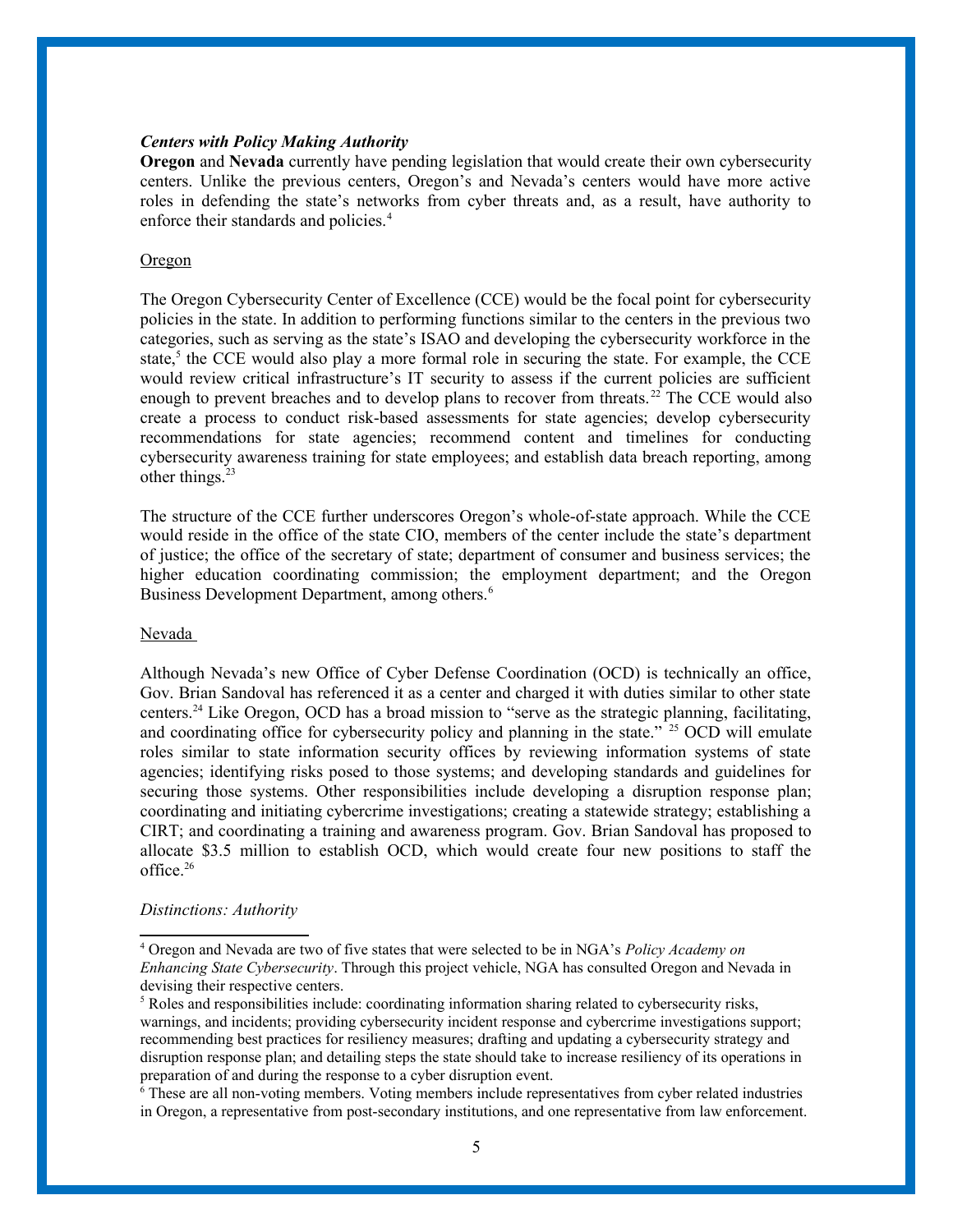***Centers with Policy Making Authority***

**Oregon** and **Nevada** currently have pending legislation that would create their own cybersecurity centers. Unlike the previous centers, Oregon's and Nevada's centers would have more active roles in defending the state's networks from cyber threats and, as a result, have authority to enforce their standards and policies.[4]

<u>Oregon</u>

The Oregon Cybersecurity Center of Excellence (CCE) would be the focal point for cybersecurity policies in the state. In addition to performing functions similar to the centers in the previous two categories, such as serving as the state's ISAO and developing the cybersecurity workforce in the state,[5] the CCE would also play a more formal role in securing the state. For example, the CCE would review critical infrastructure's IT security to assess if the current policies are sufficient enough to prevent breaches and to develop plans to recover from threats.[22] The CCE would also create a process to conduct risk-based assessments for state agencies; develop cybersecurity recommendations for state agencies; recommend content and timelines for conducting cybersecurity awareness training for state employees; and establish data breach reporting, among other things.[23]

The structure of the CCE further underscores Oregon's whole-of-state approach. While the CCE would reside in the office of the state CIO, members of the center include the state's department of justice; the office of the secretary of state; department of consumer and business services; the higher education coordinating commission; the employment department; and the Oregon Business Development Department, among others.[6]

<u>Nevada</u>

Although Nevada's new Office of Cyber Defense Coordination (OCD) is technically an office, Gov. Brian Sandoval has referenced it as a center and charged it with duties similar to other state centers.[24] Like Oregon, OCD has a broad mission to "serve as the strategic planning, facilitating, and coordinating office for cybersecurity policy and planning in the state." [25] OCD will emulate roles similar to state information security offices by reviewing information systems of state agencies; identifying risks posed to those systems; and developing standards and guidelines for securing those systems. Other responsibilities include developing a disruption response plan; coordinating and initiating cybercrime investigations; creating a statewide strategy; establishing a CIRT; and coordinating a training and awareness program. Gov. Brian Sandoval has proposed to allocate \$3.5 million to establish OCD, which would create four new positions to staff the office.[26]

*Distinctions: Authority*

---

[4] Oregon and Nevada are two of five states that were selected to be in NGA's *Policy Academy on Enhancing State Cybersecurity*. Through this project vehicle, NGA has consulted Oregon and Nevada in devising their respective centers.

[5] Roles and responsibilities include: coordinating information sharing related to cybersecurity risks, warnings, and incidents; providing cybersecurity incident response and cybercrime investigations support; recommending best practices for resiliency measures; drafting and updating a cybersecurity strategy and disruption response plan; and detailing steps the state should take to increase resiliency of its operations in preparation of and during the response to a cyber disruption event.

[6] These are all non-voting members. Voting members include representatives from cyber related industries in Oregon, a representative from post-secondary institutions, and one representative from law enforcement.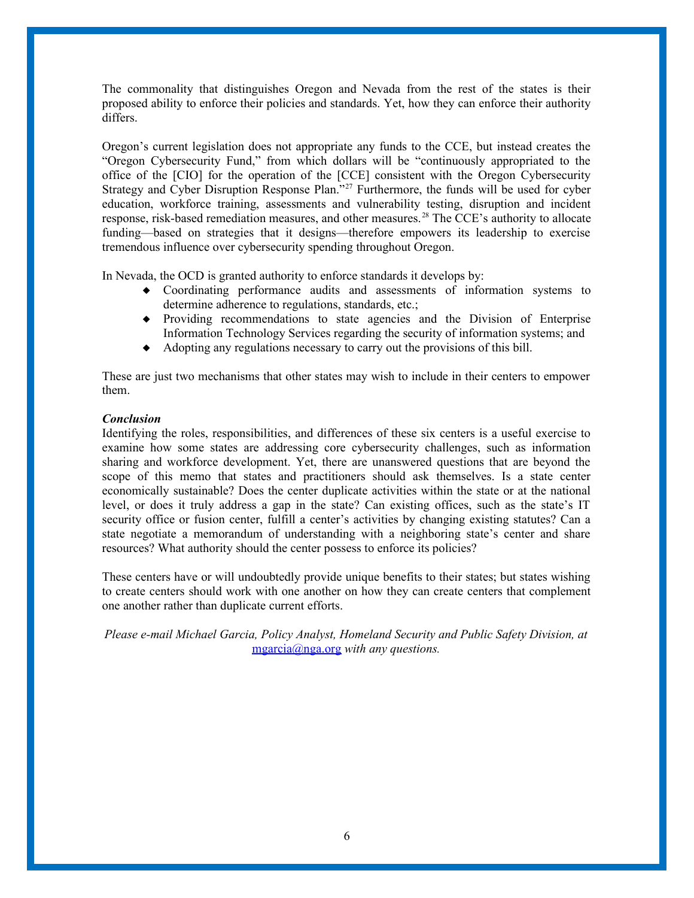The commonality that distinguishes Oregon and Nevada from the rest of the states is their proposed ability to enforce their policies and standards. Yet, how they can enforce their authority differs.

Oregon's current legislation does not appropriate any funds to the CCE, but instead creates the "Oregon Cybersecurity Fund," from which dollars will be "continuously appropriated to the office of the [CIO] for the operation of the [CCE] consistent with the Oregon Cybersecurity Strategy and Cyber Disruption Response Plan."[27] Furthermore, the funds will be used for cyber education, workforce training, assessments and vulnerability testing, disruption and incident response, risk-based remediation measures, and other measures.[28] The CCE's authority to allocate funding—based on strategies that it designs—therefore empowers its leadership to exercise tremendous influence over cybersecurity spending throughout Oregon.

In Nevada, the OCD is granted authority to enforce standards it develops by:

- Coordinating performance audits and assessments of information systems to determine adherence to regulations, standards, etc.;
- Providing recommendations to state agencies and the Division of Enterprise Information Technology Services regarding the security of information systems; and
- Adopting any regulations necessary to carry out the provisions of this bill.

These are just two mechanisms that other states may wish to include in their centers to empower them.

***Conclusion***

Identifying the roles, responsibilities, and differences of these six centers is a useful exercise to examine how some states are addressing core cybersecurity challenges, such as information sharing and workforce development. Yet, there are unanswered questions that are beyond the scope of this memo that states and practitioners should ask themselves. Is a state center economically sustainable? Does the center duplicate activities within the state or at the national level, or does it truly address a gap in the state? Can existing offices, such as the state's IT security office or fusion center, fulfill a center's activities by changing existing statutes? Can a state negotiate a memorandum of understanding with a neighboring state's center and share resources? What authority should the center possess to enforce its policies?

These centers have or will undoubtedly provide unique benefits to their states; but states wishing to create centers should work with one another on how they can create centers that complement one another rather than duplicate current efforts.

*Please e-mail Michael Garcia, Policy Analyst, Homeland Security and Public Safety Division, at* mgarcia@nga.org *with any questions.*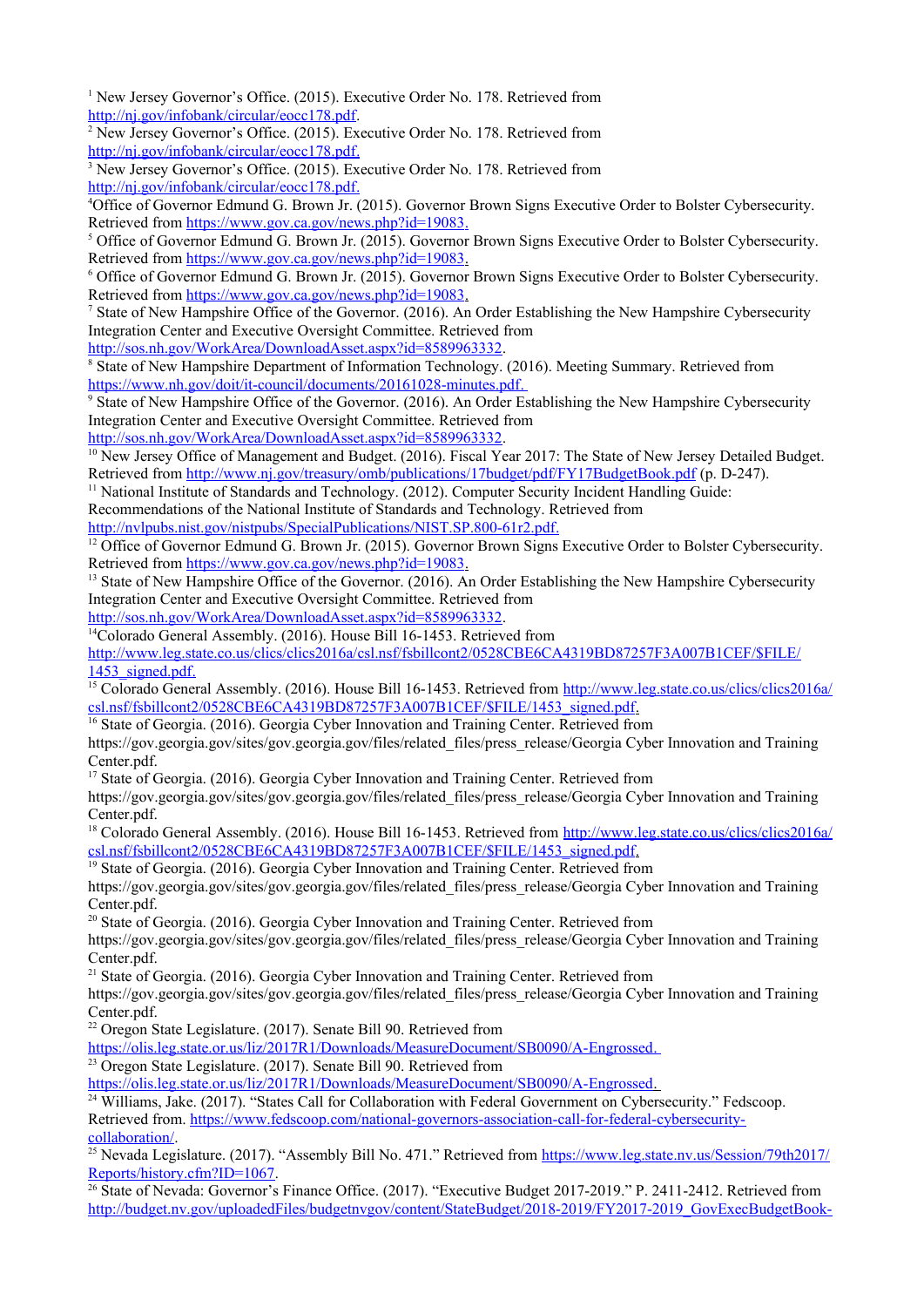[1] New Jersey Governor's Office. (2015). Executive Order No. 178. Retrieved from http://nj.gov/infobank/circular/eocc178.pdf.

[2] New Jersey Governor's Office. (2015). Executive Order No. 178. Retrieved from http://nj.gov/infobank/circular/eocc178.pdf.

[3] New Jersey Governor's Office. (2015). Executive Order No. 178. Retrieved from http://nj.gov/infobank/circular/eocc178.pdf.

[4]Office of Governor Edmund G. Brown Jr. (2015). Governor Brown Signs Executive Order to Bolster Cybersecurity. Retrieved from https://www.gov.ca.gov/news.php?id=19083.

[5] Office of Governor Edmund G. Brown Jr. (2015). Governor Brown Signs Executive Order to Bolster Cybersecurity. Retrieved from https://www.gov.ca.gov/news.php?id=19083.

[6] Office of Governor Edmund G. Brown Jr. (2015). Governor Brown Signs Executive Order to Bolster Cybersecurity. Retrieved from https://www.gov.ca.gov/news.php?id=19083.

[7] State of New Hampshire Office of the Governor. (2016). An Order Establishing the New Hampshire Cybersecurity Integration Center and Executive Oversight Committee. Retrieved from http://sos.nh.gov/WorkArea/DownloadAsset.aspx?id=8589963332.

[8] State of New Hampshire Department of Information Technology. (2016). Meeting Summary. Retrieved from https://www.nh.gov/doit/it-council/documents/20161028-minutes.pdf.

[9] State of New Hampshire Office of the Governor. (2016). An Order Establishing the New Hampshire Cybersecurity Integration Center and Executive Oversight Committee. Retrieved from http://sos.nh.gov/WorkArea/DownloadAsset.aspx?id=8589963332.

[10] New Jersey Office of Management and Budget. (2016). Fiscal Year 2017: The State of New Jersey Detailed Budget. Retrieved from http://www.nj.gov/treasury/omb/publications/17budget/pdf/FY17BudgetBook.pdf (p. D-247).

[11] National Institute of Standards and Technology. (2012). Computer Security Incident Handling Guide: Recommendations of the National Institute of Standards and Technology. Retrieved from http://nvlpubs.nist.gov/nistpubs/SpecialPublications/NIST.SP.800-61r2.pdf.

[12] Office of Governor Edmund G. Brown Jr. (2015). Governor Brown Signs Executive Order to Bolster Cybersecurity. Retrieved from https://www.gov.ca.gov/news.php?id=19083.

[13] State of New Hampshire Office of the Governor. (2016). An Order Establishing the New Hampshire Cybersecurity Integration Center and Executive Oversight Committee. Retrieved from http://sos.nh.gov/WorkArea/DownloadAsset.aspx?id=8589963332.

[14]Colorado General Assembly. (2016). House Bill 16-1453. Retrieved from http://www.leg.state.co.us/clics/clics2016a/csl.nsf/fsbillcont2/0528CBE6CA4319BD87257F3A007B1CEF/$FILE/1453_signed.pdf.

[15] Colorado General Assembly. (2016). House Bill 16-1453. Retrieved from http://www.leg.state.co.us/clics/clics2016a/csl.nsf/fsbillcont2/0528CBE6CA4319BD87257F3A007B1CEF/$FILE/1453_signed.pdf.

[16] State of Georgia. (2016). Georgia Cyber Innovation and Training Center. Retrieved from https://gov.georgia.gov/sites/gov.georgia.gov/files/related_files/press_release/Georgia Cyber Innovation and Training Center.pdf.

[17] State of Georgia. (2016). Georgia Cyber Innovation and Training Center. Retrieved from https://gov.georgia.gov/sites/gov.georgia.gov/files/related_files/press_release/Georgia Cyber Innovation and Training Center.pdf.

[18] Colorado General Assembly. (2016). House Bill 16-1453. Retrieved from http://www.leg.state.co.us/clics/clics2016a/csl.nsf/fsbillcont2/0528CBE6CA4319BD87257F3A007B1CEF/$FILE/1453_signed.pdf.

[19] State of Georgia. (2016). Georgia Cyber Innovation and Training Center. Retrieved from https://gov.georgia.gov/sites/gov.georgia.gov/files/related_files/press_release/Georgia Cyber Innovation and Training Center.pdf.

[20] State of Georgia. (2016). Georgia Cyber Innovation and Training Center. Retrieved from https://gov.georgia.gov/sites/gov.georgia.gov/files/related_files/press_release/Georgia Cyber Innovation and Training Center.pdf.

[21] State of Georgia. (2016). Georgia Cyber Innovation and Training Center. Retrieved from https://gov.georgia.gov/sites/gov.georgia.gov/files/related_files/press_release/Georgia Cyber Innovation and Training Center.pdf.

[22] Oregon State Legislature. (2017). Senate Bill 90. Retrieved from https://olis.leg.state.or.us/liz/2017R1/Downloads/MeasureDocument/SB0090/A-Engrossed.

[23] Oregon State Legislature. (2017). Senate Bill 90. Retrieved from https://olis.leg.state.or.us/liz/2017R1/Downloads/MeasureDocument/SB0090/A-Engrossed.

[24] Williams, Jake. (2017). "States Call for Collaboration with Federal Government on Cybersecurity." Fedscoop. Retrieved from. https://www.fedscoop.com/national-governors-association-call-for-federal-cybersecurity-collaboration/.

[25] Nevada Legislature. (2017). "Assembly Bill No. 471." Retrieved from https://www.leg.state.nv.us/Session/79th2017/Reports/history.cfm?ID=1067.

[26] State of Nevada: Governor's Finance Office. (2017). "Executive Budget 2017-2019." P. 2411-2412. Retrieved from http://budget.nv.gov/uploadedFiles/budgetnvgov/content/StateBudget/2018-2019/FY2017-2019_GovExecBudgetBook-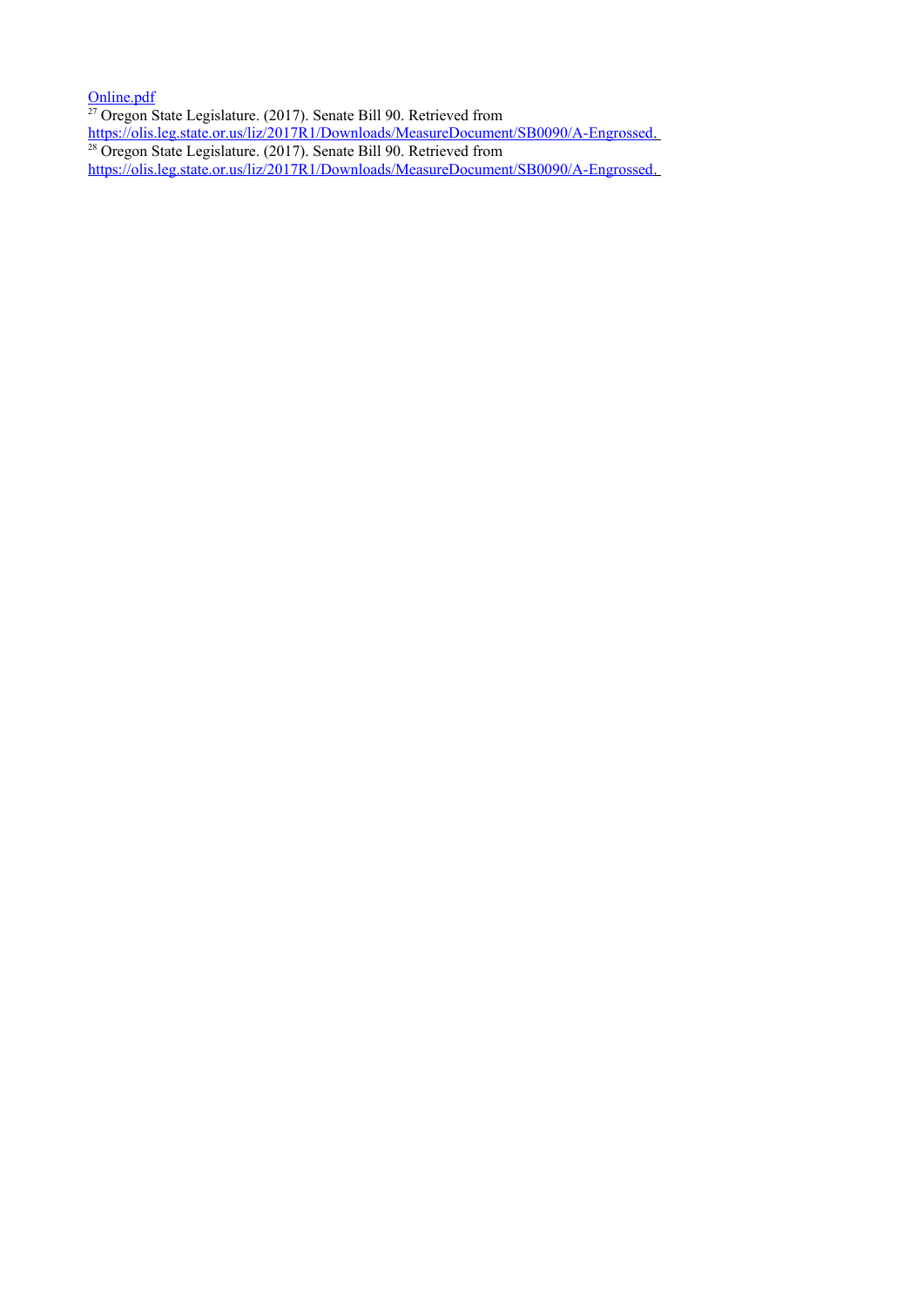Online.pdf

[27] Oregon State Legislature. (2017). Senate Bill 90. Retrieved from https://olis.leg.state.or.us/liz/2017R1/Downloads/MeasureDocument/SB0090/A-Engrossed.

[28] Oregon State Legislature. (2017). Senate Bill 90. Retrieved from https://olis.leg.state.or.us/liz/2017R1/Downloads/MeasureDocument/SB0090/A-Engrossed.